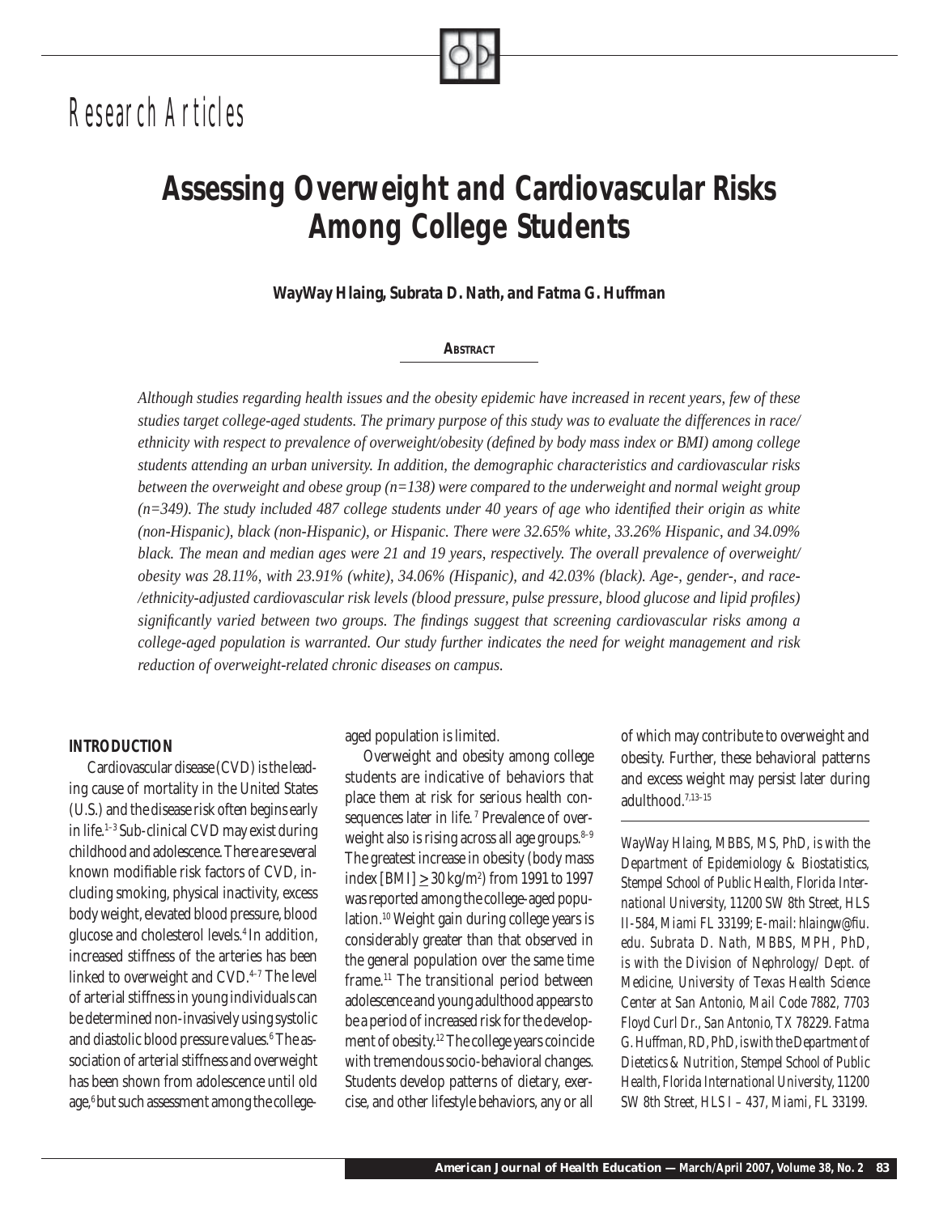Research Articles

# Assessing Overweight and Cardiovascular Risks Among College Students

**WayWay Hlaing, Subrata D. Nath, and Fatma G. Huffman**

## Abstract

*Although studies regarding health issues and the obesity epidemic have increased in recent years, few of these studies target college-aged students. The primary purpose of this study was to evaluate the differences in race/ethnicity with respect to prevalence of overweight/obesity (defined by body mass index or BMI) among college students attending an urban university. In addition, the demographic characteristics and cardiovascular risks between the overweight and obese group (n=138) were compared to the underweight and normal weight group (n=349). The study included 487 college students under 40 years of age who identified their origin as white (non-Hispanic), black (non-Hispanic), or Hispanic. There were 32.65% white, 33.26% Hispanic, and 34.09% black. The mean and median ages were 21 and 19 years, respectively. The overall prevalence of overweight/obesity was 28.11%, with 23.91% (white), 34.06% (Hispanic), and 42.03% (black). Age-, gender-, and race-/ethnicity-adjusted cardiovascular risk levels (blood pressure, pulse pressure, blood glucose and lipid profiles) significantly varied between two groups. The findings suggest that screening cardiovascular risks among a college-aged population is warranted. Our study further indicates the need for weight management and risk reduction of overweight-related chronic diseases on campus.*

## INTRODUCTION

Cardiovascular disease (CVD) is the leading cause of mortality in the United States (U.S.) and the disease risk often begins early in life.[1–3] Sub-clinical CVD may exist during childhood and adolescence. There are several known modifiable risk factors of CVD, including smoking, physical inactivity, excess body weight, elevated blood pressure, blood glucose and cholesterol levels.[4] In addition, increased stiffness of the arteries has been linked to overweight and CVD.[4–7] The level of arterial stiffness in young individuals can be determined non-invasively using systolic and diastolic blood pressure values.[6] The association of arterial stiffness and overweight has been shown from adolescence until old age,[6] but such assessment among the college-aged population is limited.

Overweight and obesity among college students are indicative of behaviors that place them at risk for serious health consequences later in life.[7] Prevalence of overweight also is rising across all age groups.[8–9] The greatest increase in obesity (body mass index [BMI] $\geq 30$ kg/m$^2$) from 1991 to 1997 was reported among the college-aged population.[10] Weight gain during college years is considerably greater than that observed in the general population over the same time frame.[11] The transitional period between adolescence and young adulthood appears to be a period of increased risk for the development of obesity.[12] The college years coincide with tremendous socio-behavioral changes. Students develop patterns of dietary, exercise, and other lifestyle behaviors, any or all of which may contribute to overweight and obesity. Further, these behavioral patterns and excess weight may persist later during adulthood.[7,13–15]

---

*WayWay Hlaing, MBBS, MS, PhD, is with the Department of Epidemiology & Biostatistics, Stempel School of Public Health, Florida International University, 11200 SW 8th Street, HLS II-584, Miami FL 33199; E-mail: hlaingw@fiu.edu. Subrata D. Nath, MBBS, MPH, PhD, is with the Division of Nephrology/ Dept. of Medicine, University of Texas Health Science Center at San Antonio, Mail Code 7882, 7703 Floyd Curl Dr., San Antonio, TX 78229. Fatma G. Huffman, RD, PhD, is with the Department of Dietetics & Nutrition, Stempel School of Public Health, Florida International University, 11200 SW 8th Street, HLS I – 437, Miami, FL 33199.*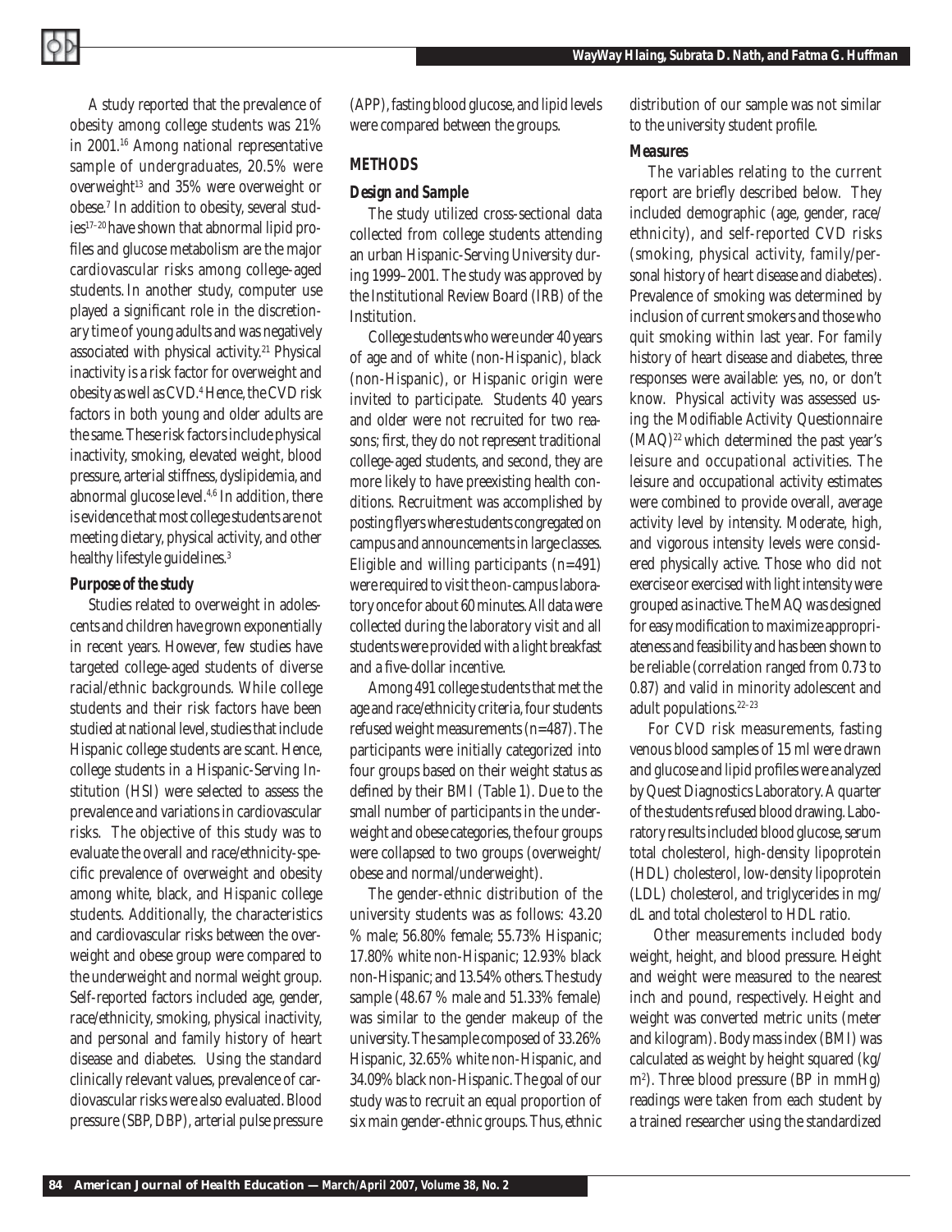A study reported that the prevalence of obesity among college students was 21% in 2001.[16] Among national representative sample of undergraduates, 20.5% were overweight[13] and 35% were overweight or obese.[7] In addition to obesity, several studies[17–20] have shown that abnormal lipid profiles and glucose metabolism are the major cardiovascular risks among college-aged students. In another study, computer use played a significant role in the discretionary time of young adults and was negatively associated with physical activity.[21] Physical inactivity is a risk factor for overweight and obesity as well as CVD.[4] Hence, the CVD risk factors in both young and older adults are the same. These risk factors include physical inactivity, smoking, elevated weight, blood pressure, arterial stiffness, dyslipidemia, and abnormal glucose level.[4,6] In addition, there is evidence that most college students are not meeting dietary, physical activity, and other healthy lifestyle guidelines.[3]

### Purpose of the study

Studies related to overweight in adolescents and children have grown exponentially in recent years. However, few studies have targeted college-aged students of diverse racial/ethnic backgrounds. While college students and their risk factors have been studied at national level, studies that include Hispanic college students are scant. Hence, college students in a Hispanic-Serving Institution (HSI) were selected to assess the prevalence and variations in cardiovascular risks. The objective of this study was to evaluate the overall and race/ethnicity-specific prevalence of overweight and obesity among white, black, and Hispanic college students. Additionally, the characteristics and cardiovascular risks between the overweight and obese group were compared to the underweight and normal weight group. Self-reported factors included age, gender, race/ethnicity, smoking, physical inactivity, and personal and family history of heart disease and diabetes. Using the standard clinically relevant values, prevalence of cardiovascular risks were also evaluated. Blood pressure (SBP, DBP), arterial pulse pressure (APP), fasting blood glucose, and lipid levels were compared between the groups.

## METHODS

### Design and Sample

The study utilized cross-sectional data collected from college students attending an urban Hispanic-Serving University during 1999–2001. The study was approved by the Institutional Review Board (IRB) of the Institution.

College students who were under 40 years of age and of white (non-Hispanic), black (non-Hispanic), or Hispanic origin were invited to participate. Students 40 years and older were not recruited for two reasons; first, they do not represent traditional college-aged students, and second, they are more likely to have preexisting health conditions. Recruitment was accomplished by posting flyers where students congregated on campus and announcements in large classes. Eligible and willing participants (n=491) were required to visit the on-campus laboratory once for about 60 minutes. All data were collected during the laboratory visit and all students were provided with a light breakfast and a five-dollar incentive.

Among 491 college students that met the age and race/ethnicity criteria, four students refused weight measurements (n=487). The participants were initially categorized into four groups based on their weight status as defined by their BMI (Table 1). Due to the small number of participants in the underweight and obese categories, the four groups were collapsed to two groups (overweight/obese and normal/underweight).

The gender-ethnic distribution of the university students was as follows: 43.20 % male; 56.80% female; 55.73% Hispanic; 17.80% white non-Hispanic; 12.93% black non-Hispanic; and 13.54% others. The study sample (48.67 % male and 51.33% female) was similar to the gender makeup of the university. The sample composed of 33.26% Hispanic, 32.65% white non-Hispanic, and 34.09% black non-Hispanic. The goal of our study was to recruit an equal proportion of six main gender-ethnic groups. Thus, ethnic distribution of our sample was not similar to the university student profile.

### Measures

The variables relating to the current report are briefly described below. They included demographic (age, gender, race/ethnicity), and self-reported CVD risks (smoking, physical activity, family/personal history of heart disease and diabetes). Prevalence of smoking was determined by inclusion of current smokers and those who quit smoking within last year. For family history of heart disease and diabetes, three responses were available: yes, no, or don't know. Physical activity was assessed using the Modifiable Activity Questionnaire (MAQ)[22] which determined the past year's leisure and occupational activities. The leisure and occupational activity estimates were combined to provide overall, average activity level by intensity. Moderate, high, and vigorous intensity levels were considered physically active. Those who did not exercise or exercised with light intensity were grouped as inactive. The MAQ was designed for easy modification to maximize appropriateness and feasibility and has been shown to be reliable (correlation ranged from 0.73 to 0.87) and valid in minority adolescent and adult populations.[22–23]

For CVD risk measurements, fasting venous blood samples of 15 ml were drawn and glucose and lipid profiles were analyzed by Quest Diagnostics Laboratory. A quarter of the students refused blood drawing. Laboratory results included blood glucose, serum total cholesterol, high-density lipoprotein (HDL) cholesterol, low-density lipoprotein (LDL) cholesterol, and triglycerides in mg/dL and total cholesterol to HDL ratio.

Other measurements included body weight, height, and blood pressure. Height and weight were measured to the nearest inch and pound, respectively. Height and weight was converted metric units (meter and kilogram). Body mass index (BMI) was calculated as weight by height squared (kg/m$^2$). Three blood pressure (BP in mmHg) readings were taken from each student by a trained researcher using the standardized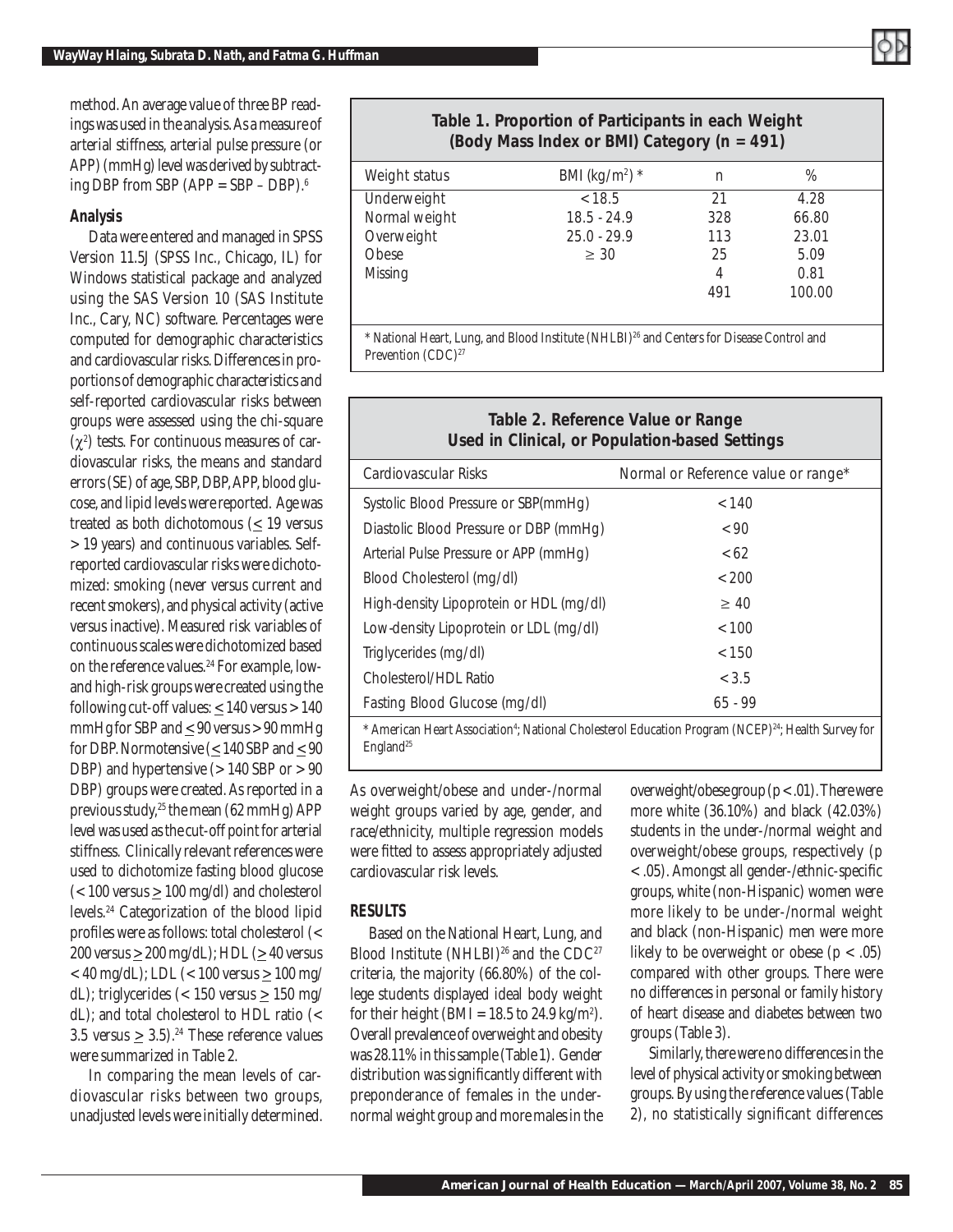method. An average value of three BP readings was used in the analysis. As a measure of arterial stiffness, arterial pulse pressure (or APP) (mmHg) level was derived by subtracting DBP from SBP (APP = SBP – DBP).[6]

### Analysis

Data were entered and managed in SPSS Version 11.5J (SPSS Inc., Chicago, IL) for Windows statistical package and analyzed using the SAS Version 10 (SAS Institute Inc., Cary, NC) software. Percentages were computed for demographic characteristics and cardiovascular risks. Differences in proportions of demographic characteristics and self-reported cardiovascular risks between groups were assessed using the chi-square ($\chi^2$) tests. For continuous measures of cardiovascular risks, the means and standard errors (SE) of age, SBP, DBP, APP, blood glucose, and lipid levels were reported. Age was treated as both dichotomous ($\leq$ 19 versus > 19 years) and continuous variables. Self-reported cardiovascular risks were dichotomized: smoking (never versus current and recent smokers), and physical activity (active versus inactive). Measured risk variables of continuous scales were dichotomized based on the reference values.[24] For example, low- and high-risk groups were created using the following cut-off values: $\leq$ 140 versus > 140 mmHg for SBP and $\leq$ 90 versus > 90 mmHg for DBP. Normotensive ($\leq$ 140 SBP and $\leq$ 90 DBP) and hypertensive (> 140 SBP or > 90 DBP) groups were created. As reported in a previous study,[25] the mean (62 mmHg) APP level was used as the cut-off point for arterial stiffness. Clinically relevant references were used to dichotomize fasting blood glucose (< 100 versus $\geq$ 100 mg/dl) and cholesterol levels.[24] Categorization of the blood lipid profiles were as follows: total cholesterol (< 200 versus $\geq$ 200 mg/dL); HDL ($\geq$ 40 versus < 40 mg/dL); LDL (< 100 versus $\geq$ 100 mg/dL); triglycerides (< 150 versus $\geq$ 150 mg/dL); and total cholesterol to HDL ratio (< 3.5 versus $\geq$ 3.5).[24] These reference values were summarized in Table 2.

In comparing the mean levels of cardiovascular risks between two groups, unadjusted levels were initially determined. As overweight/obese and under-/normal weight groups varied by age, gender, and race/ethnicity, multiple regression models were fitted to assess appropriately adjusted cardiovascular risk levels.

**Table 1. Proportion of Participants in each Weight (Body Mass Index or BMI) Category (n = 491)**

| Weight status | BMI (kg/m²) * | n | % |
|---|---|---|---|
| Underweight | < 18.5 | 21 | 4.28 |
| Normal weight | 18.5 - 24.9 | 328 | 66.80 |
| Overweight | 25.0 - 29.9 | 113 | 23.01 |
| Obese | ≥ 30 | 25 | 5.09 |
| Missing | | 4 | 0.81 |
| | | 491 | 100.00 |

\* National Heart, Lung, and Blood Institute (NHLBI)[26] and Centers for Disease Control and Prevention (CDC)[27]

**Table 2. Reference Value or Range Used in Clinical, or Population-based Settings**

| Cardiovascular Risks | Normal or Reference value or range* |
|---|---|
| Systolic Blood Pressure or SBP(mmHg) | < 140 |
| Diastolic Blood Pressure or DBP (mmHg) | < 90 |
| Arterial Pulse Pressure or APP (mmHg) | < 62 |
| Blood Cholesterol (mg/dl) | < 200 |
| High-density Lipoprotein or HDL (mg/dl) | ≥ 40 |
| Low-density Lipoprotein or LDL (mg/dl) | < 100 |
| Triglycerides (mg/dl) | < 150 |
| Cholesterol/HDL Ratio | < 3.5 |
| Fasting Blood Glucose (mg/dl) | 65 - 99 |

\* American Heart Association[4]; National Cholesterol Education Program (NCEP)[24]; Health Survey for England[25]

## RESULTS

Based on the National Heart, Lung, and Blood Institute (NHLBI)[26] and the CDC[27] criteria, the majority (66.80%) of the college students displayed ideal body weight for their height (BMI = 18.5 to 24.9 kg/m²). Overall prevalence of overweight and obesity was 28.11% in this sample (Table 1). Gender distribution was significantly different with preponderance of females in the under-normal weight group and more males in the overweight/obese group ($p < .01$). There were more white (36.10%) and black (42.03%) students in the under-/normal weight and overweight/obese groups, respectively ($p < .05$). Amongst all gender-/ethnic-specific groups, white (non-Hispanic) women were more likely to be under-/normal weight and black (non-Hispanic) men were more likely to be overweight or obese ($p < .05$) compared with other groups. There were no differences in personal or family history of heart disease and diabetes between two groups (Table 3).

Similarly, there were no differences in the level of physical activity or smoking between groups. By using the reference values (Table 2), no statistically significant differences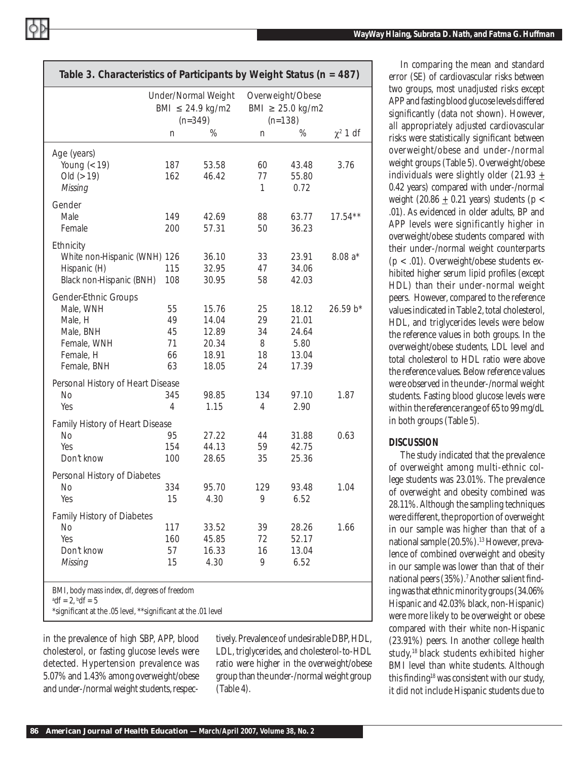**Table 3. Characteristics of Participants by Weight Status (n = 487)**

| | Under/Normal Weight BMI ≤ 24.9 kg/m2 (n=349) | | Overweight/Obese BMI ≥ 25.0 kg/m2 (n=138) | | |
|---|---|---|---|---|---|
| | n | % | n | % | $\chi^2$ 1 df |
| **Age (years)** | | | | | |
| Young (< 19) | 187 | 53.58 | 60 | 43.48 | 3.76 |
| Old (> 19) | 162 | 46.42 | 77 | 55.80 | |
| *Missing* | | | 1 | 0.72 | |
| **Gender** | | | | | |
| Male | 149 | 42.69 | 88 | 63.77 | 17.54** |
| Female | 200 | 57.31 | 50 | 36.23 | |
| **Ethnicity** | | | | | |
| White non-Hispanic (WNH) | 126 | 36.10 | 33 | 23.91 | 8.08 a* |
| Hispanic (H) | 115 | 32.95 | 47 | 34.06 | |
| Black non-Hispanic (BNH) | 108 | 30.95 | 58 | 42.03 | |
| **Gender-Ethnic Groups** | | | | | |
| Male, WNH | 55 | 15.76 | 25 | 18.12 | 26.59 b* |
| Male, H | 49 | 14.04 | 29 | 21.01 | |
| Male, BNH | 45 | 12.89 | 34 | 24.64 | |
| Female, WNH | 71 | 20.34 | 8 | 5.80 | |
| Female, H | 66 | 18.91 | 18 | 13.04 | |
| Female, BNH | 63 | 18.05 | 24 | 17.39 | |
| **Personal History of Heart Disease** | | | | | |
| No | 345 | 98.85 | 134 | 97.10 | 1.87 |
| Yes | 4 | 1.15 | 4 | 2.90 | |
| **Family History of Heart Disease** | | | | | |
| No | 95 | 27.22 | 44 | 31.88 | 0.63 |
| Yes | 154 | 44.13 | 59 | 42.75 | |
| Don't know | 100 | 28.65 | 35 | 25.36 | |
| **Personal History of Diabetes** | | | | | |
| No | 334 | 95.70 | 129 | 93.48 | 1.04 |
| Yes | 15 | 4.30 | 9 | 6.52 | |
| **Family History of Diabetes** | | | | | |
| No | 117 | 33.52 | 39 | 28.26 | 1.66 |
| Yes | 160 | 45.85 | 72 | 52.17 | |
| Don't know | 57 | 16.33 | 16 | 13.04 | |
| *Missing* | 15 | 4.30 | 9 | 6.52 | |

BMI, body mass index, df, degrees of freedom
[a]df = 2, [b]df = 5
*significant at the .05 level, **significant at the .01 level

in the prevalence of high SBP, APP, blood cholesterol, or fasting glucose levels were detected. Hypertension prevalence was 5.07% and 1.43% among overweight/obese and under-/normal weight students, respectively. Prevalence of undesirable DBP, HDL, LDL, triglycerides, and cholesterol-to-HDL ratio were higher in the overweight/obese group than the under-/normal weight group (Table 4).

In comparing the mean and standard error (SE) of cardiovascular risks between two groups, most *unadjusted* risks except APP and fasting blood glucose levels differed significantly (data not shown). However, all appropriately *adjusted* cardiovascular risks were statistically significant between overweight/obese and under-/normal weight groups (Table 5). Overweight/obese individuals were slightly older (21.93 ± 0.42 years) compared with under-/normal weight (20.86 ± 0.21 years) students ($p < .01$). As evidenced in older adults, BP and APP levels were significantly higher in overweight/obese students compared with their under-/normal weight counterparts ($p < .01$). Overweight/obese students exhibited higher serum lipid profiles (except HDL) than their under-normal weight peers. However, compared to the reference values indicated in Table 2, total cholesterol, HDL, and triglycerides levels were below the reference values in both groups. In the overweight/obese students, LDL level and total cholesterol to HDL ratio were above the reference values. Below reference values were observed in the under-/normal weight students. Fasting blood glucose levels were within the reference range of 65 to 99 mg/dL in both groups (Table 5).

## DISCUSSION

The study indicated that the prevalence of overweight among multi-ethnic college students was 23.01%. The prevalence of overweight and obesity combined was 28.11%. Although the sampling techniques were different, the proportion of overweight in our sample was higher than that of a national sample (20.5%).[13] However, prevalence of combined overweight and obesity in our sample was lower than that of their national peers (35%).[7] Another salient finding was that ethnic minority groups (34.06% Hispanic and 42.03% black, non-Hispanic) were more likely to be overweight or obese compared with their white non-Hispanic (23.91%) peers. In another college health study,[18] black students exhibited higher BMI level than white students. Although this finding[18] was consistent with our study, it did not include Hispanic students due to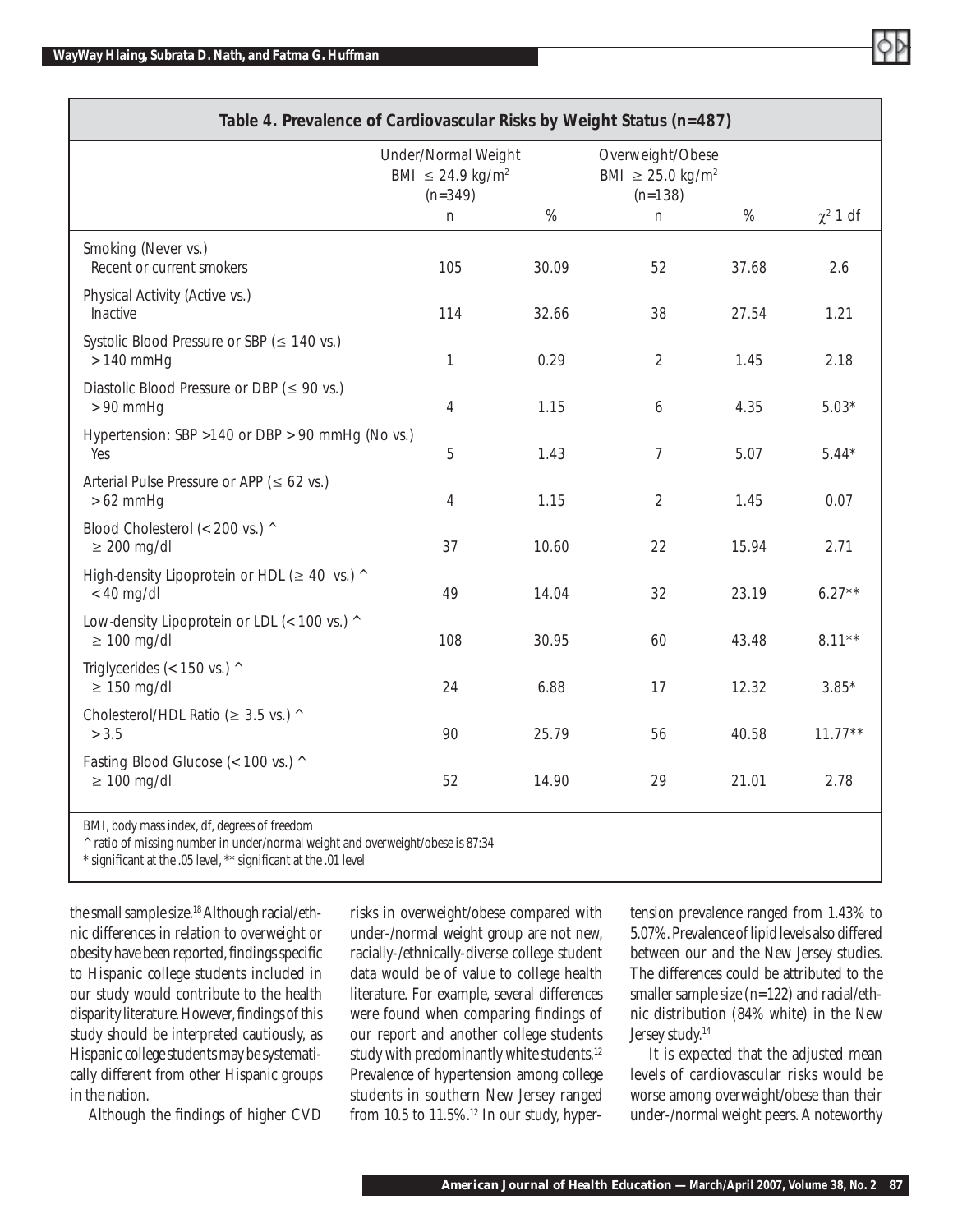**Table 4. Prevalence of Cardiovascular Risks by Weight Status (n=487)**

| | Under/Normal Weight BMI ≤ 24.9 kg/m² (n=349) | | Overweight/Obese BMI ≥ 25.0 kg/m² (n=138) | | |
|---|---|---|---|---|---|
| | n | % | n | % | $\chi^2$ 1 df |
| Smoking (Never vs.) Recent or current smokers | 105 | 30.09 | 52 | 37.68 | 2.6 |
| Physical Activity (Active vs.) Inactive | 114 | 32.66 | 38 | 27.54 | 1.21 |
| Systolic Blood Pressure or SBP (≤ 140 vs.) > 140 mmHg | 1 | 0.29 | 2 | 1.45 | 2.18 |
| Diastolic Blood Pressure or DBP (≤ 90 vs.) > 90 mmHg | 4 | 1.15 | 6 | 4.35 | 5.03* |
| Hypertension: SBP >140 or DBP > 90 mmHg (No vs.) Yes | 5 | 1.43 | 7 | 5.07 | 5.44* |
| Arterial Pulse Pressure or APP (≤ 62 vs.) > 62 mmHg | 4 | 1.15 | 2 | 1.45 | 0.07 |
| Blood Cholesterol (< 200 vs.) ^ ≥ 200 mg/dl | 37 | 10.60 | 22 | 15.94 | 2.71 |
| High-density Lipoprotein or HDL (≥ 40 vs.) ^ < 40 mg/dl | 49 | 14.04 | 32 | 23.19 | 6.27** |
| Low-density Lipoprotein or LDL (< 100 vs.) ^ ≥ 100 mg/dl | 108 | 30.95 | 60 | 43.48 | 8.11** |
| Triglycerides (< 150 vs.) ^ ≥ 150 mg/dl | 24 | 6.88 | 17 | 12.32 | 3.85* |
| Cholesterol/HDL Ratio (≥ 3.5 vs.) ^ > 3.5 | 90 | 25.79 | 56 | 40.58 | 11.77** |
| Fasting Blood Glucose (< 100 vs.) ^ ≥ 100 mg/dl | 52 | 14.90 | 29 | 21.01 | 2.78 |

BMI, body mass index, df, degrees of freedom
^ ratio of missing number in under/normal weight and overweight/obese is 87:34
* significant at the .05 level, ** significant at the .01 level

the small sample size.[18] Although racial/ethnic differences in relation to overweight or obesity have been reported, findings specific to Hispanic college students included in our study would contribute to the health disparity literature. However, findings of this study should be interpreted cautiously, as Hispanic college students may be systematically different from other Hispanic groups in the nation.

Although the findings of higher CVD risks in overweight/obese compared with under-/normal weight group are not new, racially-/ethnically-diverse college student data would be of value to college health literature. For example, several differences were found when comparing findings of our report and another college students study with predominantly white students.[12] Prevalence of hypertension among college students in southern New Jersey ranged from 10.5 to 11.5%.[12] In our study, hypertension prevalence ranged from 1.43% to 5.07%. Prevalence of lipid levels also differed between our and the New Jersey studies. The differences could be attributed to the smaller sample size (n=122) and racial/ethnic distribution (84% white) in the New Jersey study.[14]

It is expected that the adjusted mean levels of cardiovascular risks would be worse among overweight/obese than their under-/normal weight peers. A noteworthy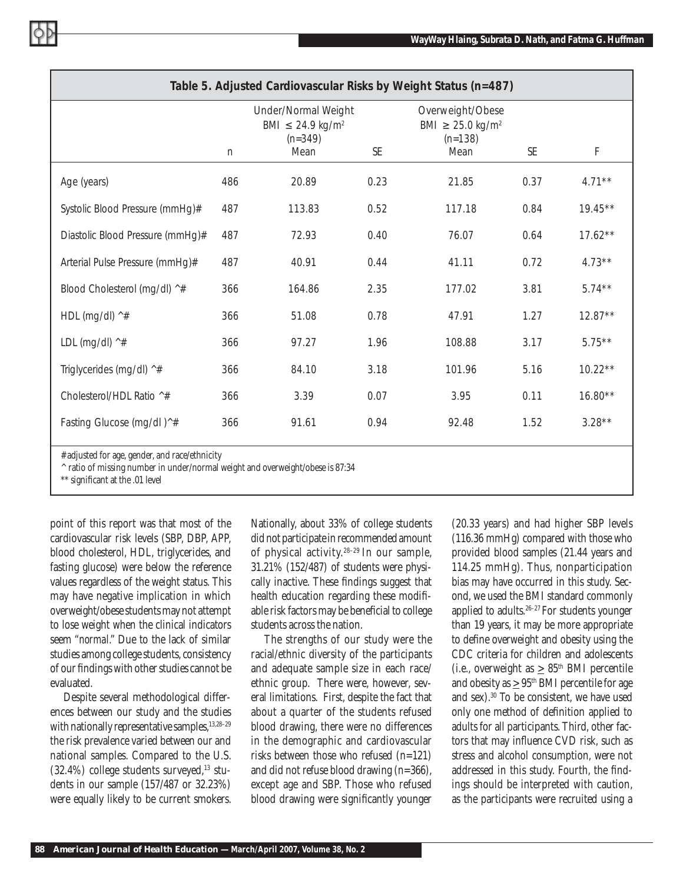| Table 5. Adjusted Cardiovascular Risks by Weight Status (n=487) | | | | | | |
|---|---|---|---|---|---|---|
| | | Under/Normal Weight BMI ≤ 24.9 kg/m² (n=349) | | Overweight/Obese BMI ≥ 25.0 kg/m² (n=138) | | |
| | n | Mean | SE | Mean | SE | F |
| Age (years) | 486 | 20.89 | 0.23 | 21.85 | 0.37 | 4.71** |
| Systolic Blood Pressure (mmHg)# | 487 | 113.83 | 0.52 | 117.18 | 0.84 | 19.45** |
| Diastolic Blood Pressure (mmHg)# | 487 | 72.93 | 0.40 | 76.07 | 0.64 | 17.62** |
| Arterial Pulse Pressure (mmHg)# | 487 | 40.91 | 0.44 | 41.11 | 0.72 | 4.73** |
| Blood Cholesterol (mg/dl) ^# | 366 | 164.86 | 2.35 | 177.02 | 3.81 | 5.74** |
| HDL (mg/dl) ^# | 366 | 51.08 | 0.78 | 47.91 | 1.27 | 12.87** |
| LDL (mg/dl) ^# | 366 | 97.27 | 1.96 | 108.88 | 3.17 | 5.75** |
| Triglycerides (mg/dl) ^# | 366 | 84.10 | 3.18 | 101.96 | 5.16 | 10.22** |
| Cholesterol/HDL Ratio ^# | 366 | 3.39 | 0.07 | 3.95 | 0.11 | 16.80** |
| Fasting Glucose (mg/dl )^# | 366 | 91.61 | 0.94 | 92.48 | 1.52 | 3.28** |

# adjusted for age, gender, and race/ethnicity
^ ratio of missing number in under/normal weight and overweight/obese is 87:34
** significant at the .01 level

point of this report was that most of the cardiovascular risk levels (SBP, DBP, APP, blood cholesterol, HDL, triglycerides, and fasting glucose) were below the reference values regardless of the weight status. This may have negative implication in which overweight/obese students may not attempt to lose weight when the clinical indicators seem "normal." Due to the lack of similar studies among college students, consistency of our findings with other studies cannot be evaluated.

Despite several methodological differences between our study and the studies with nationally representative samples,[13,28–29] the risk prevalence varied between our and national samples. Compared to the U.S. (32.4%) college students surveyed,[13] students in our sample (157/487 or 32.23%) were equally likely to be current smokers. Nationally, about 33% of college students did not participate in recommended amount of physical activity.[28–29] In our sample, 31.21% (152/487) of students were physically inactive. These findings suggest that health education regarding these modifiable risk factors may be beneficial to college students across the nation.

The strengths of our study were the racial/ethnic diversity of the participants and adequate sample size in each race/ethnic group. There were, however, several limitations. First, despite the fact that about a quarter of the students refused blood drawing, there were no differences in the demographic and cardiovascular risks between those who refused (n=121) and did not refuse blood drawing (n=366), except age and SBP. Those who refused blood drawing were significantly younger (20.33 years) and had higher SBP levels (116.36 mmHg) compared with those who provided blood samples (21.44 years and 114.25 mmHg). Thus, nonparticipation bias may have occurred in this study. Second, we used the BMI standard commonly applied to adults.[26–27] For students younger than 19 years, it may be more appropriate to define overweight and obesity using the CDC criteria for children and adolescents (i.e., overweight as ≥ 85th BMI percentile and obesity as ≥ 95th BMI percentile for age and sex).[30] To be consistent, we have used only one method of definition applied to adults for all participants. Third, other factors that may influence CVD risk, such as stress and alcohol consumption, were not addressed in this study. Fourth, the findings should be interpreted with caution, as the participants were recruited using a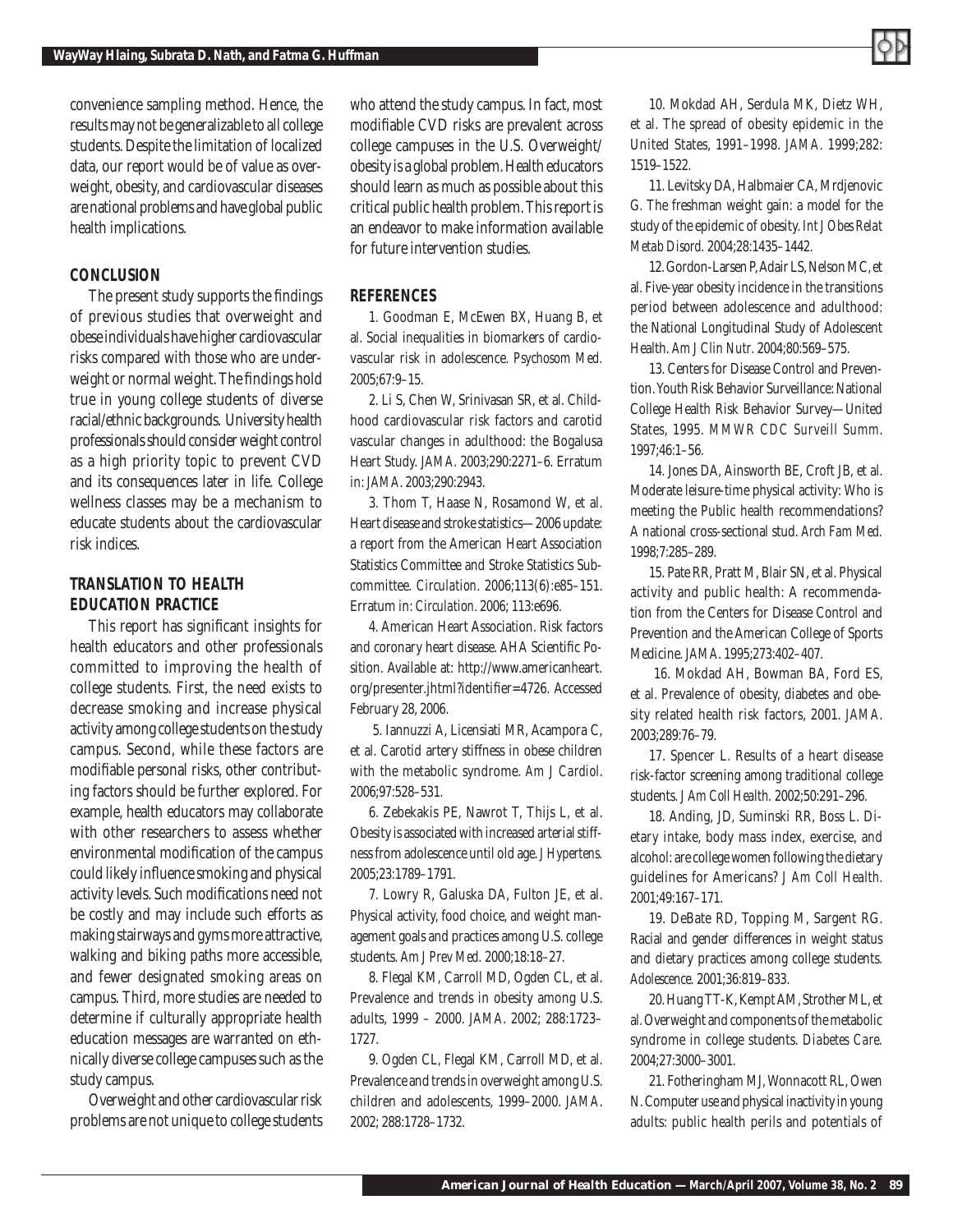convenience sampling method. Hence, the results may not be generalizable to all college students. Despite the limitation of localized data, our report would be of value as overweight, obesity, and cardiovascular diseases are national problems and have global public health implications.

## CONCLUSION

The present study supports the findings of previous studies that overweight and obese individuals have higher cardiovascular risks compared with those who are underweight or normal weight. The findings hold true in young college students of diverse racial/ethnic backgrounds. University health professionals should consider weight control as a high priority topic to prevent CVD and its consequences later in life. College wellness classes may be a mechanism to educate students about the cardiovascular risk indices.

## TRANSLATION TO HEALTH EDUCATION PRACTICE

This report has significant insights for health educators and other professionals committed to improving the health of college students. First, the need exists to decrease smoking and increase physical activity among college students on the study campus. Second, while these factors are modifiable personal risks, other contributing factors should be further explored. For example, health educators may collaborate with other researchers to assess whether environmental modification of the campus could likely influence smoking and physical activity levels. Such modifications need not be costly and may include such efforts as making stairways and gyms more attractive, walking and biking paths more accessible, and fewer designated smoking areas on campus. Third, more studies are needed to determine if culturally appropriate health education messages are warranted on ethnically diverse college campuses such as the study campus.

Overweight and other cardiovascular risk problems are not unique to college students who attend the study campus. In fact, most modifiable CVD risks are prevalent across college campuses in the U.S. Overweight/obesity is a global problem. Health educators should learn as much as possible about this critical public health problem. This report is an endeavor to make information available for future intervention studies.

## REFERENCES

1. Goodman E, McEwen BX, Huang B, et al. Social inequalities in biomarkers of cardiovascular risk in adolescence. *Psychosom Med.* 2005;67:9–15.

2. Li S, Chen W, Srinivasan SR, et al. Childhood cardiovascular risk factors and carotid vascular changes in adulthood: the Bogalusa Heart Study. *JAMA.* 2003;290:2271–6. Erratum in: *JAMA.* 2003;290:2943.

3. Thom T, Haase N, Rosamond W, et al. Heart disease and stroke statistics—2006 update: a report from the American Heart Association Statistics Committee and Stroke Statistics Subcommittee. *Circulation.* 2006;113(6):e85–151. Erratum in: *Circulation.* 2006; 113:e696.

4. American Heart Association. Risk factors and coronary heart disease. AHA Scientific Position. Available at: http://www.americanheart.org/presenter.jhtml?identifier=4726. Accessed February 28, 2006.

5. Iannuzzi A, Licensiati MR, Acampora C, et al. Carotid artery stiffness in obese children with the metabolic syndrome. *Am J Cardiol.* 2006;97:528–531.

6. Zebekakis PE, Nawrot T, Thijs L, et al. Obesity is associated with increased arterial stiffness from adolescence until old age. *J Hypertens.* 2005;23:1789–1791.

7. Lowry R, Galuska DA, Fulton JE, et al. Physical activity, food choice, and weight management goals and practices among U.S. college students. *Am J Prev Med.* 2000;18:18–27.

8. Flegal KM, Carroll MD, Ogden CL, et al. Prevalence and trends in obesity among U.S. adults, 1999 – 2000. *JAMA.* 2002; 288:1723–1727.

9. Ogden CL, Flegal KM, Carroll MD, et al. Prevalence and trends in overweight among U.S. children and adolescents, 1999–2000. *JAMA.* 2002; 288:1728–1732.

10. Mokdad AH, Serdula MK, Dietz WH, et al. The spread of obesity epidemic in the United States, 1991–1998. *JAMA.* 1999;282: 1519–1522.

11. Levitsky DA, Halbmaier CA, Mrdjenovic G. The freshman weight gain: a model for the study of the epidemic of obesity. *Int J Obes Relat Metab Disord.* 2004;28:1435–1442.

12. Gordon-Larsen P, Adair LS, Nelson MC, et al. Five-year obesity incidence in the transitions period between adolescence and adulthood: the National Longitudinal Study of Adolescent Health. *Am J Clin Nutr.* 2004;80:569–575.

13. Centers for Disease Control and Prevention. Youth Risk Behavior Surveillance: National College Health Risk Behavior Survey—United States, 1995. *MMWR CDC Surveill Summ.* 1997;46:1–56.

14. Jones DA, Ainsworth BE, Croft JB, et al. Moderate leisure-time physical activity: Who is meeting the Public health recommendations? A national cross-sectional stud. *Arch Fam Med.* 1998;7:285–289.

15. Pate RR, Pratt M, Blair SN, et al. Physical activity and public health: A recommendation from the Centers for Disease Control and Prevention and the American College of Sports Medicine. *JAMA.* 1995;273:402–407.

16. Mokdad AH, Bowman BA, Ford ES, et al. Prevalence of obesity, diabetes and obesity related health risk factors, 2001. *JAMA.* 2003;289:76–79.

17. Spencer L. Results of a heart disease risk-factor screening among traditional college students. *J Am Coll Health.* 2002;50:291–296.

18. Anding, JD, Suminski RR, Boss L. Dietary intake, body mass index, exercise, and alcohol: are college women following the dietary guidelines for Americans? *J Am Coll Health.* 2001;49:167–171.

19. DeBate RD, Topping M, Sargent RG. Racial and gender differences in weight status and dietary practices among college students. *Adolescence.* 2001;36:819–833.

20. Huang TT-K, Kempt AM, Strother ML, et al. Overweight and components of the metabolic syndrome in college students. *Diabetes Care.* 2004;27:3000–3001.

21. Fotheringham MJ, Wonnacott RL, Owen N. Computer use and physical inactivity in young adults: public health perils and potentials of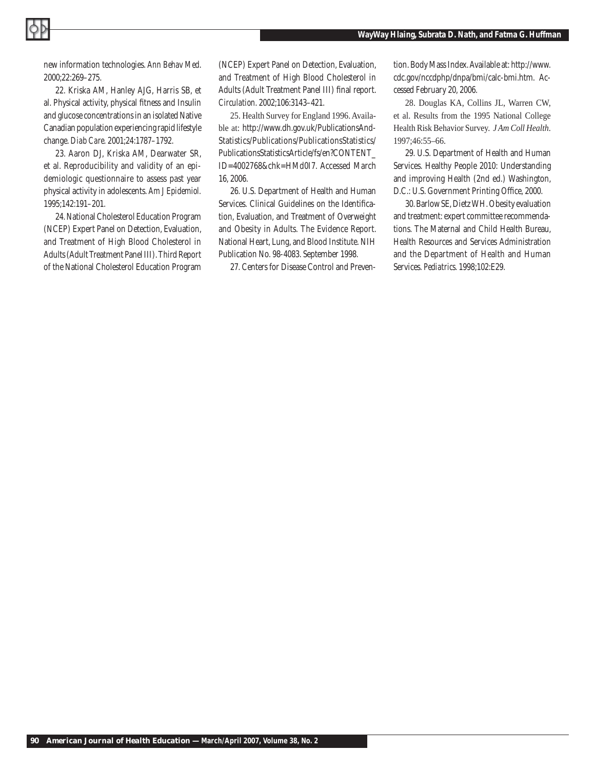new information technologies. *Ann Behav Med.* 2000;22:269–275.

22. Kriska AM, Hanley AJG, Harris SB, et al. Physical activity, physical fitness and Insulin and glucose concentrations in an isolated Native Canadian population experiencing rapid lifestyle change. *Diab Care.* 2001;24:1787–1792.

23. Aaron DJ, Kriska AM, Dearwater SR, et al. Reproducibility and validity of an epidemiologic questionnaire to assess past year physical activity in adolescents. *Am J Epidemiol.* 1995;142:191–201.

24. National Cholesterol Education Program (NCEP) Expert Panel on Detection, Evaluation, and Treatment of High Blood Cholesterol in Adults (Adult Treatment Panel III). Third Report of the National Cholesterol Education Program (NCEP) Expert Panel on Detection, Evaluation, and Treatment of High Blood Cholesterol in Adults (Adult Treatment Panel III) final report. *Circulation.* 2002;106:3143–421.

25. Health Survey for England 1996. Available at: http://www.dh.gov.uk/PublicationsAndStatistics/Publications/PublicationsStatistics/PublicationsStatisticsArticle/fs/en?CONTENT_ID=4002768&chk=HMd0I7. Accessed March 16, 2006.

26. U.S. Department of Health and Human Services. Clinical Guidelines on the Identification, Evaluation, and Treatment of Overweight and Obesity in Adults. The Evidence Report. National Heart, Lung, and Blood Institute. NIH Publication No. 98-4083. September 1998.

27. Centers for Disease Control and Prevention. Body Mass Index. Available at: http://www.cdc.gov/nccdphp/dnpa/bmi/calc-bmi.htm. Accessed February 20, 2006.

28. Douglas KA, Collins JL, Warren CW, et al. Results from the 1995 National College Health Risk Behavior Survey. *J Am Coll Health.* 1997;46:55–66.

29. U.S. Department of Health and Human Services. Healthy People 2010: Understanding and improving Health (2nd ed.) Washington, D.C.: U.S. Government Printing Office, 2000.

30. Barlow SE, Dietz WH. Obesity evaluation and treatment: expert committee recommendations. The Maternal and Child Health Bureau, Health Resources and Services Administration and the Department of Health and Human Services. *Pediatrics.* 1998;102:E29.